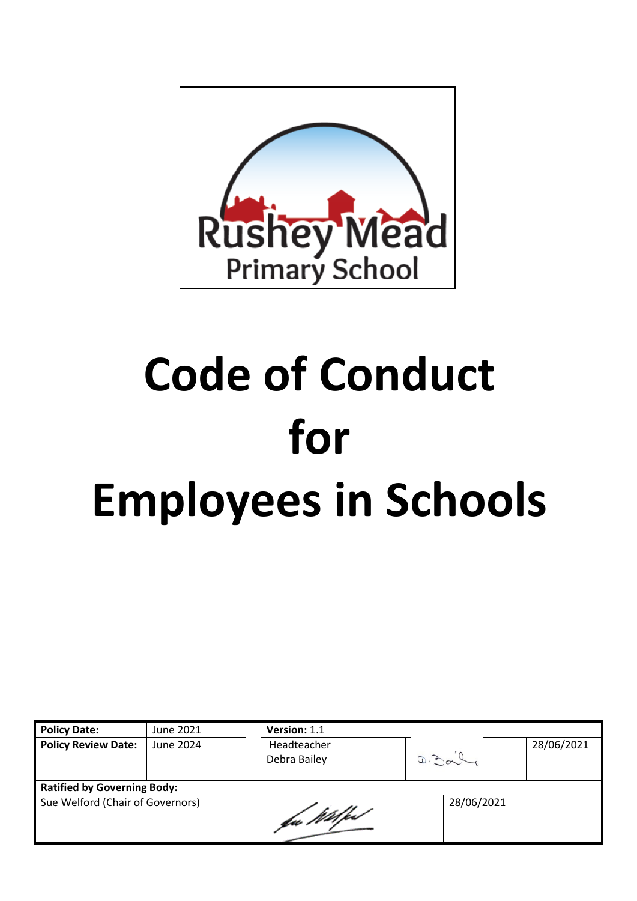Rushey Mead
Primary School

# Code of Conduct for Employees in Schools

| **Policy Date:** | June 2021 | **Version:** 1.1 | | |
|---|---|---|---|---|
| **Policy Review Date:** | June 2024 | Headteacher Debra Bailey | D. Bailey | 28/06/2021 |
| **Ratified by Governing Body:** | | | | |
| Sue Welford (Chair of Governors) | | Sue Welford | 28/06/2021 | |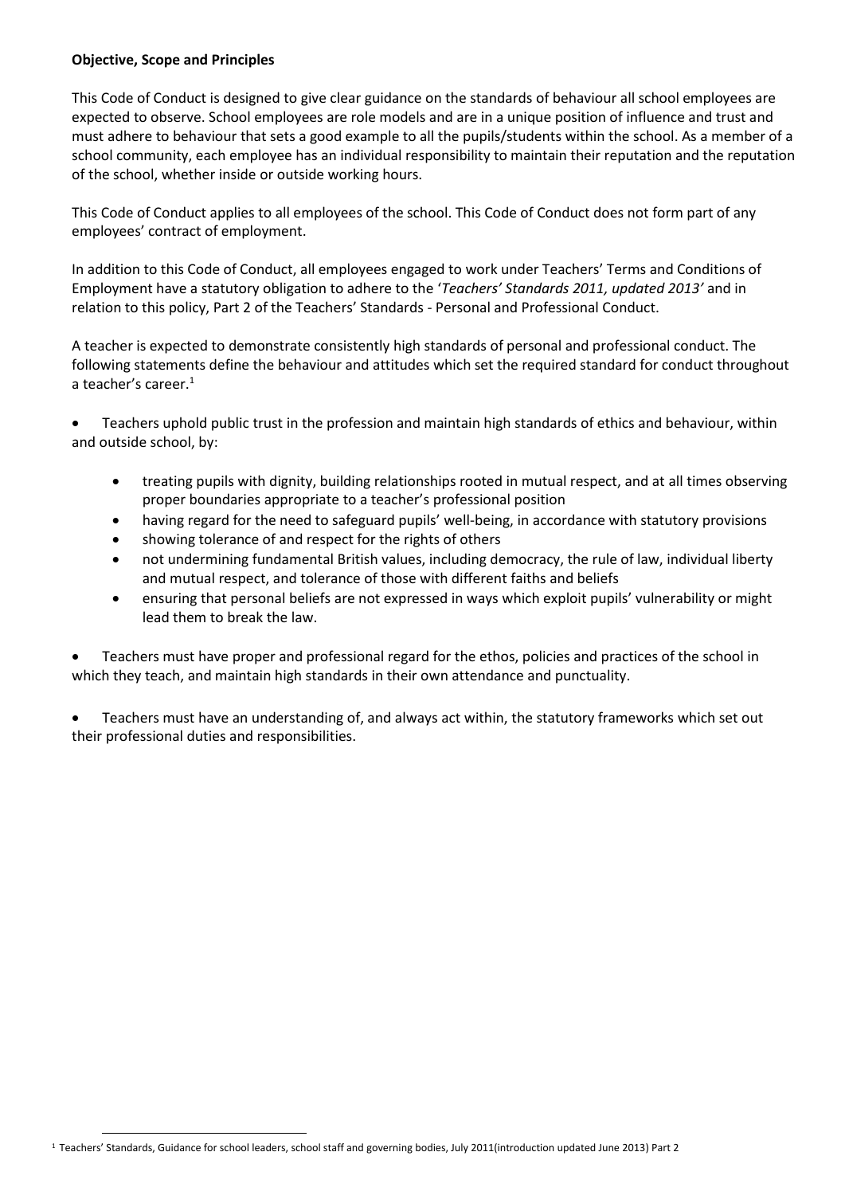**Objective, Scope and Principles**

This Code of Conduct is designed to give clear guidance on the standards of behaviour all school employees are expected to observe. School employees are role models and are in a unique position of influence and trust and must adhere to behaviour that sets a good example to all the pupils/students within the school. As a member of a school community, each employee has an individual responsibility to maintain their reputation and the reputation of the school, whether inside or outside working hours.

This Code of Conduct applies to all employees of the school. This Code of Conduct does not form part of any employees' contract of employment.

In addition to this Code of Conduct, all employees engaged to work under Teachers' Terms and Conditions of Employment have a statutory obligation to adhere to the '*Teachers' Standards 2011, updated 2013'* and in relation to this policy, Part 2 of the Teachers' Standards - Personal and Professional Conduct.

A teacher is expected to demonstrate consistently high standards of personal and professional conduct. The following statements define the behaviour and attitudes which set the required standard for conduct throughout a teacher's career.[1]

- Teachers uphold public trust in the profession and maintain high standards of ethics and behaviour, within and outside school, by:
    - treating pupils with dignity, building relationships rooted in mutual respect, and at all times observing proper boundaries appropriate to a teacher's professional position
    - having regard for the need to safeguard pupils' well-being, in accordance with statutory provisions
    - showing tolerance of and respect for the rights of others
    - not undermining fundamental British values, including democracy, the rule of law, individual liberty and mutual respect, and tolerance of those with different faiths and beliefs
    - ensuring that personal beliefs are not expressed in ways which exploit pupils' vulnerability or might lead them to break the law.

- Teachers must have proper and professional regard for the ethos, policies and practices of the school in which they teach, and maintain high standards in their own attendance and punctuality.

- Teachers must have an understanding of, and always act within, the statutory frameworks which set out their professional duties and responsibilities.

[1] Teachers' Standards, Guidance for school leaders, school staff and governing bodies, July 2011(introduction updated June 2013) Part 2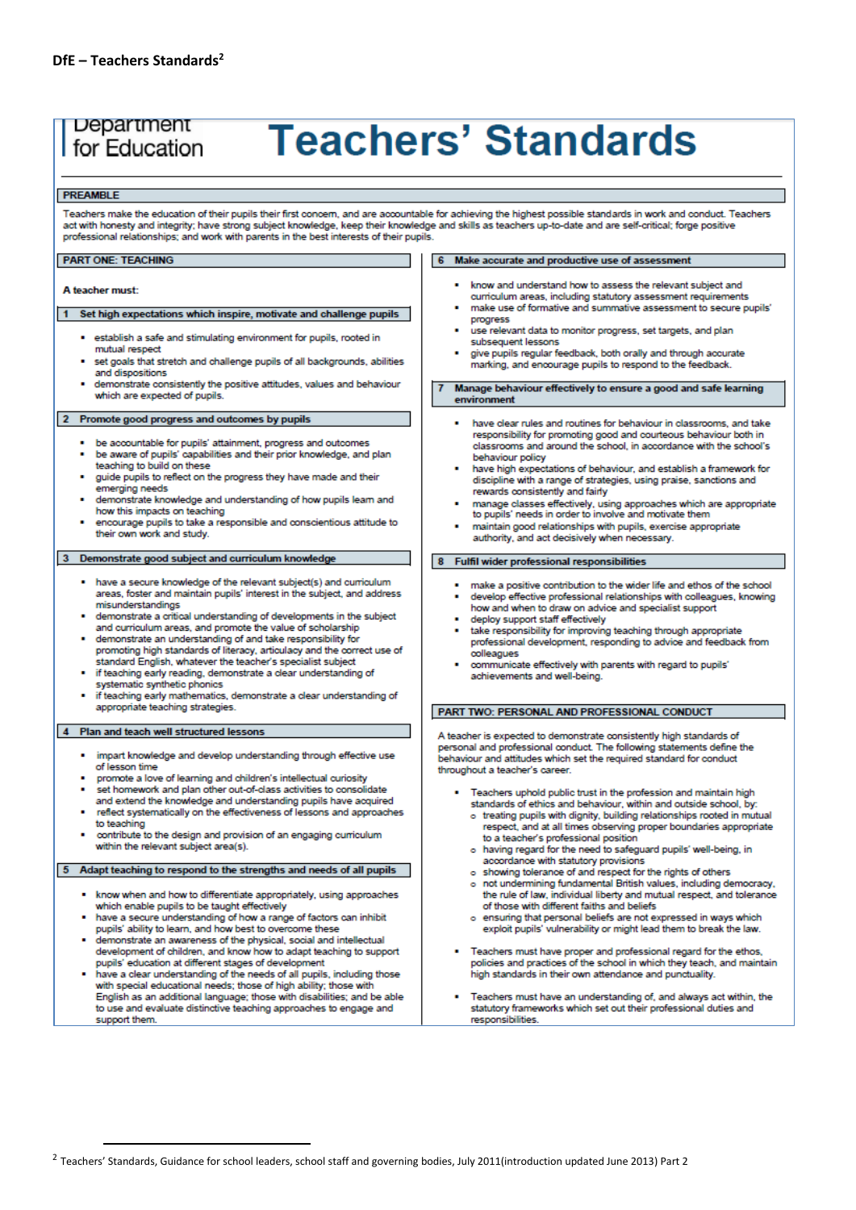**DfE – Teachers Standards**[2]

# Department for Education — Teachers' Standards

## PREAMBLE

Teachers make the education of their pupils their first concern, and are accountable for achieving the highest possible standards in work and conduct. Teachers act with honesty and integrity; have strong subject knowledge, keep their knowledge and skills as teachers up-to-date and are self-critical; forge positive professional relationships; and work with parents in the best interests of their pupils.

## PART ONE: TEACHING

**A teacher must:**

### 1 Set high expectations which inspire, motivate and challenge pupils

- establish a safe and stimulating environment for pupils, rooted in mutual respect
- set goals that stretch and challenge pupils of all backgrounds, abilities and dispositions
- demonstrate consistently the positive attitudes, values and behaviour which are expected of pupils.

### 2 Promote good progress and outcomes by pupils

- be accountable for pupils' attainment, progress and outcomes
- be aware of pupils' capabilities and their prior knowledge, and plan teaching to build on these
- guide pupils to reflect on the progress they have made and their emerging needs
- demonstrate knowledge and understanding of how pupils learn and how this impacts on teaching
- encourage pupils to take a responsible and conscientious attitude to their own work and study.

### 3 Demonstrate good subject and curriculum knowledge

- have a secure knowledge of the relevant subject(s) and curriculum areas, foster and maintain pupils' interest in the subject, and address misunderstandings
- demonstrate a critical understanding of developments in the subject and curriculum areas, and promote the value of scholarship
- demonstrate an understanding of and take responsibility for promoting high standards of literacy, articulacy and the correct use of standard English, whatever the teacher's specialist subject
- if teaching early reading, demonstrate a clear understanding of systematic synthetic phonics
- if teaching early mathematics, demonstrate a clear understanding of appropriate teaching strategies.

### 4 Plan and teach well structured lessons

- impart knowledge and develop understanding through effective use of lesson time
- promote a love of learning and children's intellectual curiosity
- set homework and plan other out-of-class activities to consolidate and extend the knowledge and understanding pupils have acquired
- reflect systematically on the effectiveness of lessons and approaches to teaching
- contribute to the design and provision of an engaging curriculum within the relevant subject area(s).

### 5 Adapt teaching to respond to the strengths and needs of all pupils

- know when and how to differentiate appropriately, using approaches which enable pupils to be taught effectively
- have a secure understanding of how a range of factors can inhibit pupils' ability to learn, and how best to overcome these
- demonstrate an awareness of the physical, social and intellectual development of children, and know how to adapt teaching to support pupils' education at different stages of development
- have a clear understanding of the needs of all pupils, including those with special educational needs; those of high ability; those with English as an additional language; those with disabilities; and be able to use and evaluate distinctive teaching approaches to engage and support them.

### 6 Make accurate and productive use of assessment

- know and understand how to assess the relevant subject and curriculum areas, including statutory assessment requirements
- make use of formative and summative assessment to secure pupils' progress
- use relevant data to monitor progress, set targets, and plan subsequent lessons
- give pupils regular feedback, both orally and through accurate marking, and encourage pupils to respond to the feedback.

### 7 Manage behaviour effectively to ensure a good and safe learning environment

- have clear rules and routines for behaviour in classrooms, and take responsibility for promoting good and courteous behaviour both in classrooms and around the school, in accordance with the school's behaviour policy
- have high expectations of behaviour, and establish a framework for discipline with a range of strategies, using praise, sanctions and rewards consistently and fairly
- manage classes effectively, using approaches which are appropriate to pupils' needs in order to involve and motivate them
- maintain good relationships with pupils, exercise appropriate authority, and act decisively when necessary.

### 8 Fulfil wider professional responsibilities

- make a positive contribution to the wider life and ethos of the school
- develop effective professional relationships with colleagues, knowing how and when to draw on advice and specialist support
- deploy support staff effectively
- take responsibility for improving teaching through appropriate professional development, responding to advice and feedback from colleagues
- communicate effectively with parents with regard to pupils' achievements and well-being.

## PART TWO: PERSONAL AND PROFESSIONAL CONDUCT

A teacher is expected to demonstrate consistently high standards of personal and professional conduct. The following statements define the behaviour and attitudes which set the required standard for conduct throughout a teacher's career.

- Teachers uphold public trust in the profession and maintain high standards of ethics and behaviour, within and outside school, by:
  - treating pupils with dignity, building relationships rooted in mutual respect, and at all times observing proper boundaries appropriate to a teacher's professional position
  - having regard for the need to safeguard pupils' well-being, in accordance with statutory provisions
  - showing tolerance of and respect for the rights of others
  - not undermining fundamental British values, including democracy, the rule of law, individual liberty and mutual respect, and tolerance of those with different faiths and beliefs
  - ensuring that personal beliefs are not expressed in ways which exploit pupils' vulnerability or might lead them to break the law.
- Teachers must have proper and professional regard for the ethos, policies and practices of the school in which they teach, and maintain high standards in their own attendance and punctuality.
- Teachers must have an understanding of, and always act within, the statutory frameworks which set out their professional duties and responsibilities.

---

[2] Teachers' Standards, Guidance for school leaders, school staff and governing bodies, July 2011(introduction updated June 2013) Part 2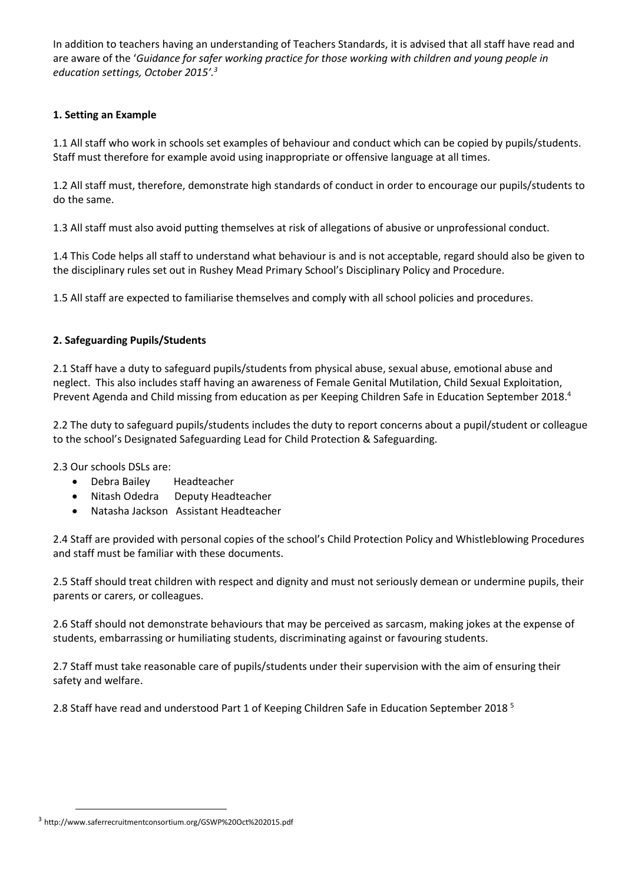In addition to teachers having an understanding of Teachers Standards, it is advised that all staff have read and are aware of the '*Guidance for safer working practice for those working with children and young people in education settings, October 2015'.*[3]

**1. Setting an Example**

1.1 All staff who work in schools set examples of behaviour and conduct which can be copied by pupils/students. Staff must therefore for example avoid using inappropriate or offensive language at all times.

1.2 All staff must, therefore, demonstrate high standards of conduct in order to encourage our pupils/students to do the same.

1.3 All staff must also avoid putting themselves at risk of allegations of abusive or unprofessional conduct.

1.4 This Code helps all staff to understand what behaviour is and is not acceptable, regard should also be given to the disciplinary rules set out in Rushey Mead Primary School's Disciplinary Policy and Procedure.

1.5 All staff are expected to familiarise themselves and comply with all school policies and procedures.

**2. Safeguarding Pupils/Students**

2.1 Staff have a duty to safeguard pupils/students from physical abuse, sexual abuse, emotional abuse and neglect. This also includes staff having an awareness of Female Genital Mutilation, Child Sexual Exploitation, Prevent Agenda and Child missing from education as per Keeping Children Safe in Education September 2018.[4]

2.2 The duty to safeguard pupils/students includes the duty to report concerns about a pupil/student or colleague to the school's Designated Safeguarding Lead for Child Protection & Safeguarding.

2.3 Our schools DSLs are:

- Debra Bailey Headteacher
- Nitash Odedra Deputy Headteacher
- Natasha Jackson Assistant Headteacher

2.4 Staff are provided with personal copies of the school's Child Protection Policy and Whistleblowing Procedures and staff must be familiar with these documents.

2.5 Staff should treat children with respect and dignity and must not seriously demean or undermine pupils, their parents or carers, or colleagues.

2.6 Staff should not demonstrate behaviours that may be perceived as sarcasm, making jokes at the expense of students, embarrassing or humiliating students, discriminating against or favouring students.

2.7 Staff must take reasonable care of pupils/students under their supervision with the aim of ensuring their safety and welfare.

2.8 Staff have read and understood Part 1 of Keeping Children Safe in Education September 2018 [5]

[3] http://www.saferrecruitmentconsortium.org/GSWP%20Oct%202015.pdf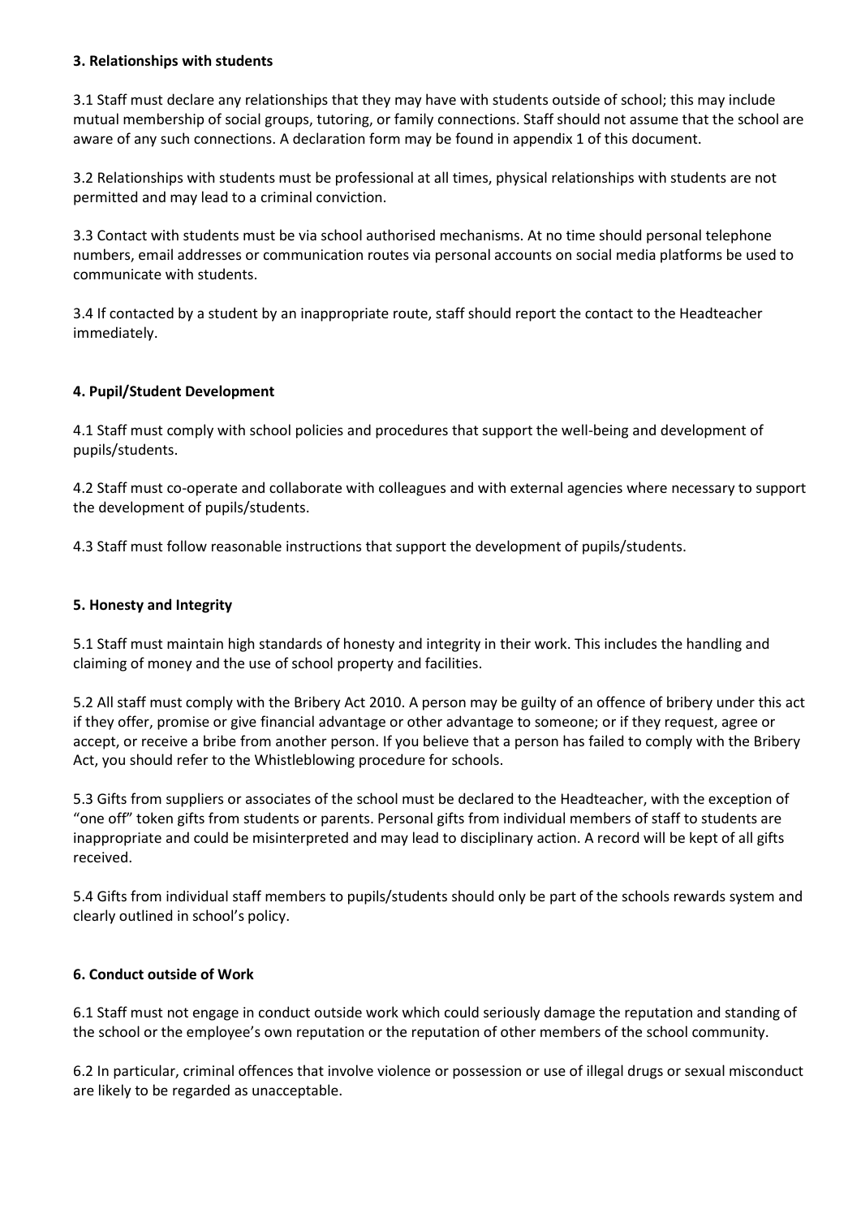**3. Relationships with students**

3.1 Staff must declare any relationships that they may have with students outside of school; this may include mutual membership of social groups, tutoring, or family connections. Staff should not assume that the school are aware of any such connections. A declaration form may be found in appendix 1 of this document.

3.2 Relationships with students must be professional at all times, physical relationships with students are not permitted and may lead to a criminal conviction.

3.3 Contact with students must be via school authorised mechanisms. At no time should personal telephone numbers, email addresses or communication routes via personal accounts on social media platforms be used to communicate with students.

3.4 If contacted by a student by an inappropriate route, staff should report the contact to the Headteacher immediately.

**4. Pupil/Student Development**

4.1 Staff must comply with school policies and procedures that support the well-being and development of pupils/students.

4.2 Staff must co-operate and collaborate with colleagues and with external agencies where necessary to support the development of pupils/students.

4.3 Staff must follow reasonable instructions that support the development of pupils/students.

**5. Honesty and Integrity**

5.1 Staff must maintain high standards of honesty and integrity in their work. This includes the handling and claiming of money and the use of school property and facilities.

5.2 All staff must comply with the Bribery Act 2010. A person may be guilty of an offence of bribery under this act if they offer, promise or give financial advantage or other advantage to someone; or if they request, agree or accept, or receive a bribe from another person. If you believe that a person has failed to comply with the Bribery Act, you should refer to the Whistleblowing procedure for schools.

5.3 Gifts from suppliers or associates of the school must be declared to the Headteacher, with the exception of "one off" token gifts from students or parents. Personal gifts from individual members of staff to students are inappropriate and could be misinterpreted and may lead to disciplinary action. A record will be kept of all gifts received.

5.4 Gifts from individual staff members to pupils/students should only be part of the schools rewards system and clearly outlined in school's policy.

**6. Conduct outside of Work**

6.1 Staff must not engage in conduct outside work which could seriously damage the reputation and standing of the school or the employee's own reputation or the reputation of other members of the school community.

6.2 In particular, criminal offences that involve violence or possession or use of illegal drugs or sexual misconduct are likely to be regarded as unacceptable.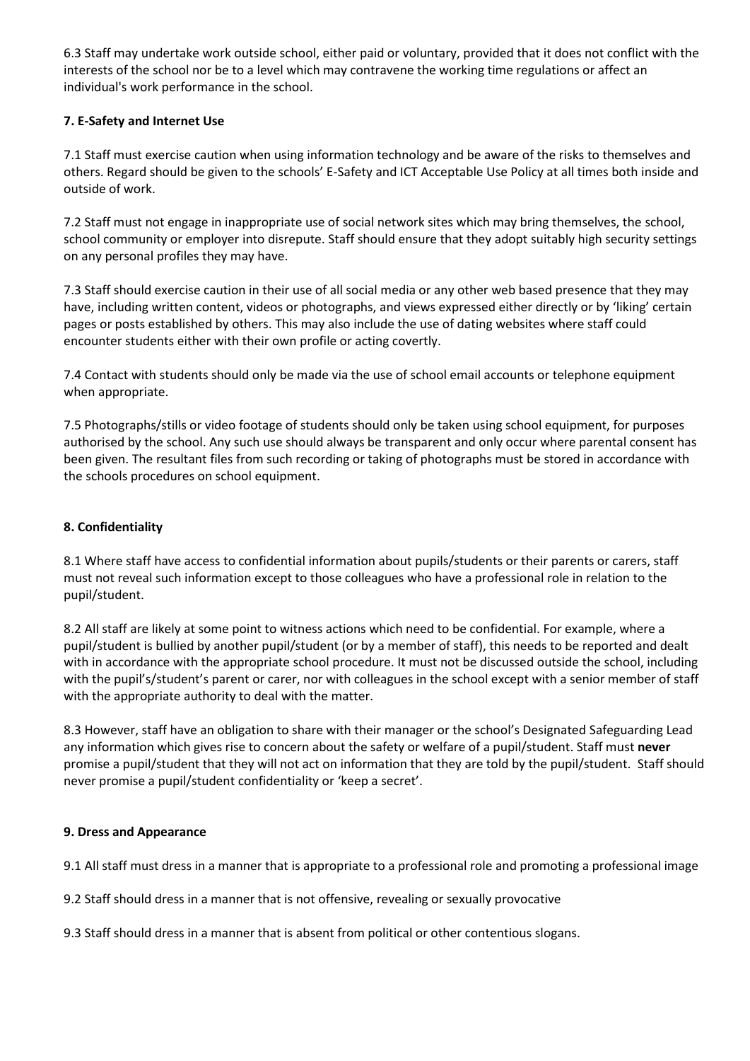6.3 Staff may undertake work outside school, either paid or voluntary, provided that it does not conflict with the interests of the school nor be to a level which may contravene the working time regulations or affect an individual's work performance in the school.

**7. E-Safety and Internet Use**

7.1 Staff must exercise caution when using information technology and be aware of the risks to themselves and others. Regard should be given to the schools' E-Safety and ICT Acceptable Use Policy at all times both inside and outside of work.

7.2 Staff must not engage in inappropriate use of social network sites which may bring themselves, the school, school community or employer into disrepute. Staff should ensure that they adopt suitably high security settings on any personal profiles they may have.

7.3 Staff should exercise caution in their use of all social media or any other web based presence that they may have, including written content, videos or photographs, and views expressed either directly or by 'liking' certain pages or posts established by others. This may also include the use of dating websites where staff could encounter students either with their own profile or acting covertly.

7.4 Contact with students should only be made via the use of school email accounts or telephone equipment when appropriate.

7.5 Photographs/stills or video footage of students should only be taken using school equipment, for purposes authorised by the school. Any such use should always be transparent and only occur where parental consent has been given. The resultant files from such recording or taking of photographs must be stored in accordance with the schools procedures on school equipment.

**8. Confidentiality**

8.1 Where staff have access to confidential information about pupils/students or their parents or carers, staff must not reveal such information except to those colleagues who have a professional role in relation to the pupil/student.

8.2 All staff are likely at some point to witness actions which need to be confidential. For example, where a pupil/student is bullied by another pupil/student (or by a member of staff), this needs to be reported and dealt with in accordance with the appropriate school procedure. It must not be discussed outside the school, including with the pupil's/student's parent or carer, nor with colleagues in the school except with a senior member of staff with the appropriate authority to deal with the matter.

8.3 However, staff have an obligation to share with their manager or the school's Designated Safeguarding Lead any information which gives rise to concern about the safety or welfare of a pupil/student. Staff must **never** promise a pupil/student that they will not act on information that they are told by the pupil/student. Staff should never promise a pupil/student confidentiality or 'keep a secret'.

**9. Dress and Appearance**

9.1 All staff must dress in a manner that is appropriate to a professional role and promoting a professional image

9.2 Staff should dress in a manner that is not offensive, revealing or sexually provocative

9.3 Staff should dress in a manner that is absent from political or other contentious slogans.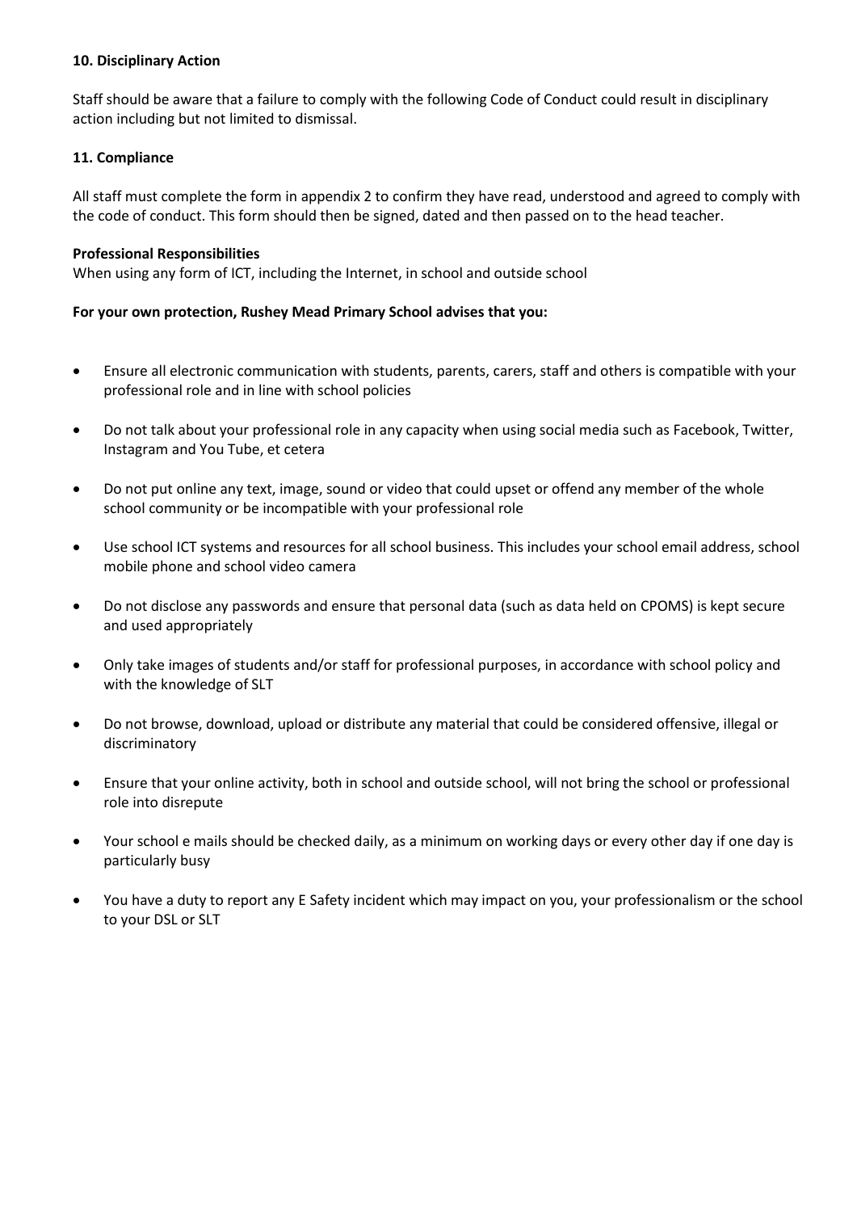## 10. Disciplinary Action

Staff should be aware that a failure to comply with the following Code of Conduct could result in disciplinary action including but not limited to dismissal.

## 11. Compliance

All staff must complete the form in appendix 2 to confirm they have read, understood and agreed to comply with the code of conduct. This form should then be signed, dated and then passed on to the head teacher.

**Professional Responsibilities**
When using any form of ICT, including the Internet, in school and outside school

**For your own protection, Rushey Mead Primary School advises that you:**

- Ensure all electronic communication with students, parents, carers, staff and others is compatible with your professional role and in line with school policies
- Do not talk about your professional role in any capacity when using social media such as Facebook, Twitter, Instagram and You Tube, et cetera
- Do not put online any text, image, sound or video that could upset or offend any member of the whole school community or be incompatible with your professional role
- Use school ICT systems and resources for all school business. This includes your school email address, school mobile phone and school video camera
- Do not disclose any passwords and ensure that personal data (such as data held on CPOMS) is kept secure and used appropriately
- Only take images of students and/or staff for professional purposes, in accordance with school policy and with the knowledge of SLT
- Do not browse, download, upload or distribute any material that could be considered offensive, illegal or discriminatory
- Ensure that your online activity, both in school and outside school, will not bring the school or professional role into disrepute
- Your school e mails should be checked daily, as a minimum on working days or every other day if one day is particularly busy
- You have a duty to report any E Safety incident which may impact on you, your professionalism or the school to your DSL or SLT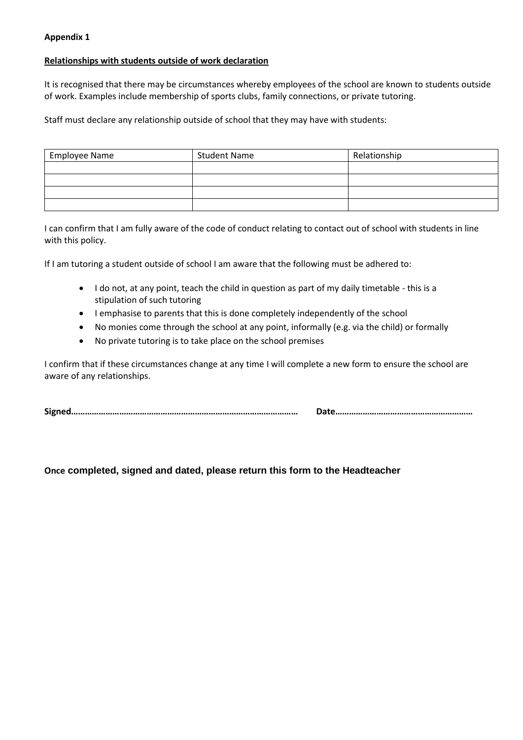**Appendix 1**

**Relationships with students outside of work declaration**

It is recognised that there may be circumstances whereby employees of the school are known to students outside of work. Examples include membership of sports clubs, family connections, or private tutoring.

Staff must declare any relationship outside of school that they may have with students:

| Employee Name | Student Name | Relationship |
|---|---|---|
| | | |
| | | |
| | | |
| | | |

I can confirm that I am fully aware of the code of conduct relating to contact out of school with students in line with this policy.

If I am tutoring a student outside of school I am aware that the following must be adhered to:

- I do not, at any point, teach the child in question as part of my daily timetable - this is a stipulation of such tutoring
- I emphasise to parents that this is done completely independently of the school
- No monies come through the school at any point, informally (e.g. via the child) or formally
- No private tutoring is to take place on the school premises

I confirm that if these circumstances change at any time I will complete a new form to ensure the school are aware of any relationships.

**Signed………………………………………………………………………………………    Date…………………………………………………**

**Once completed, signed and dated, please return this form to the Headteacher**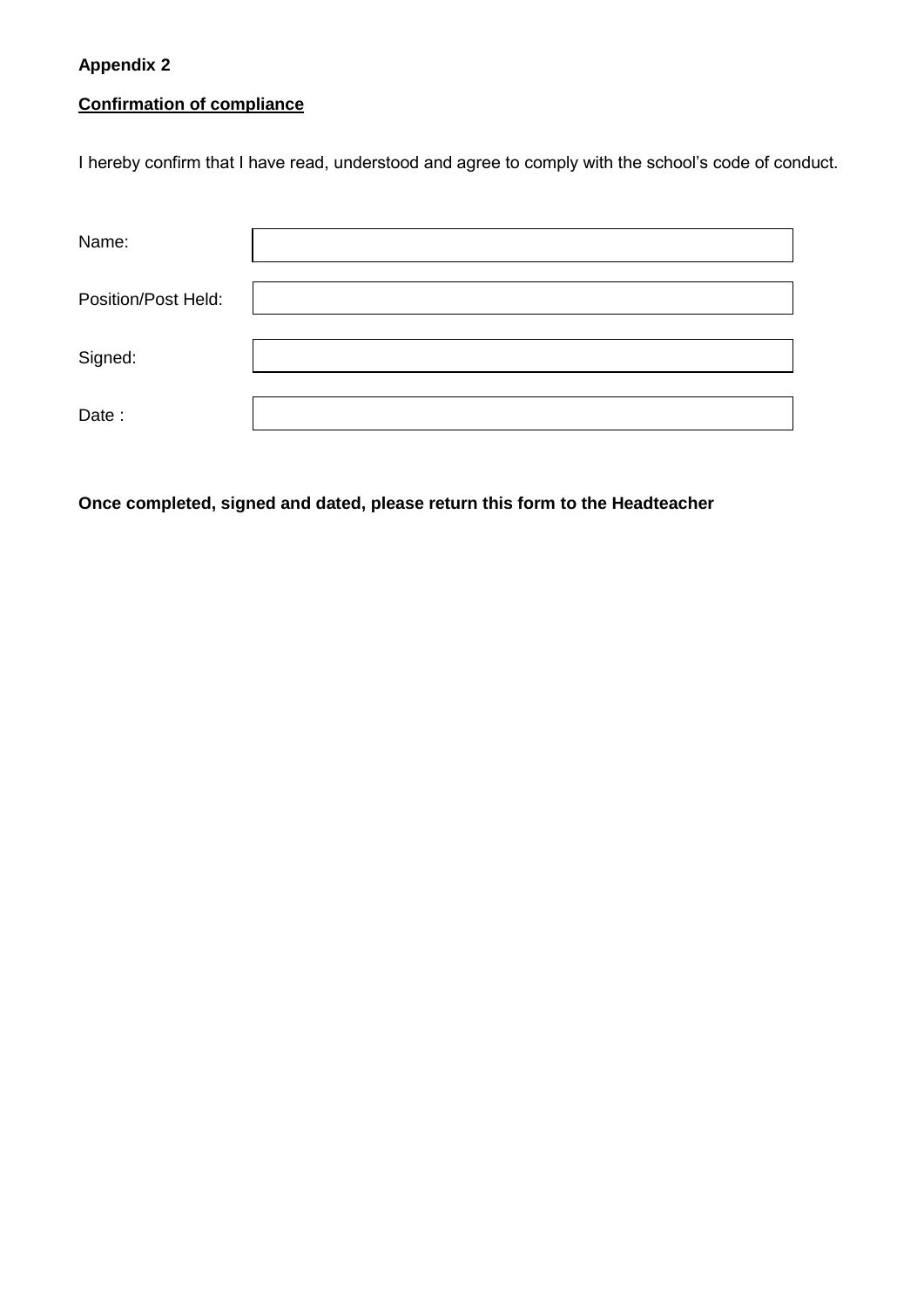**Appendix 2**

**Confirmation of compliance**

I hereby confirm that I have read, understood and agree to comply with the school's code of conduct.

| | |
|---|---|
| Name: | |
| Position/Post Held: | |
| Signed: | |
| Date : | |

**Once completed, signed and dated, please return this form to the Headteacher**